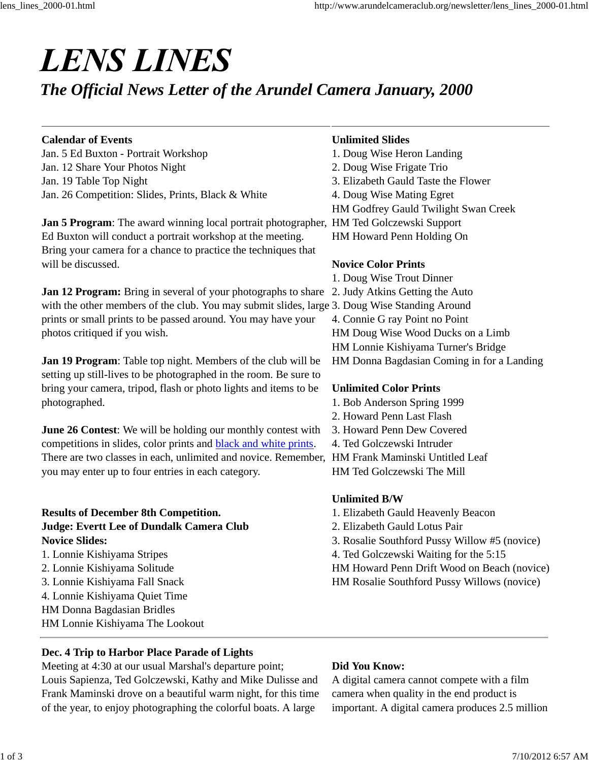# LENS LINES

## *The Official News Letter of the Arundel Camera January, 2000*

---

**Calendar of Events**
Jan. 5 Ed Buxton - Portrait Workshop
Jan. 12 Share Your Photos Night
Jan. 19 Table Top Night
Jan. 26 Competition: Slides, Prints, Black & White

**Jan 5 Program**: The award winning local portrait photographer, Ed Buxton will conduct a portrait workshop at the meeting. Bring your camera for a chance to practice the techniques that will be discussed.

**Jan 12 Program:** Bring in several of your photographs to share with the other members of the club. You may submit slides, large prints or small prints to be passed around. You may have your photos critiqued if you wish.

**Jan 19 Program**: Table top night. Members of the club will be setting up still-lives to be photographed in the room. Be sure to bring your camera, tripod, flash or photo lights and items to be photographed.

**June 26 Contest**: We will be holding our monthly contest with competitions in slides, color prints and black and white prints. There are two classes in each, unlimited and novice. Remember, you may enter up to four entries in each category.

**Results of December 8th Competition.**
**Judge: Evertt Lee of Dundalk Camera Club**

**Novice Slides:**
1. Lonnie Kishiyama Stripes
2. Lonnie Kishiyama Solitude
3. Lonnie Kishiyama Fall Snack
4. Lonnie Kishiyama Quiet Time

HM Donna Bagdasian Bridles
HM Lonnie Kishiyama The Lookout

**Unlimited Slides**
1. Doug Wise Heron Landing
2. Doug Wise Frigate Trio
3. Elizabeth Gauld Taste the Flower
4. Doug Wise Mating Egret

HM Godfrey Gauld Twilight Swan Creek
HM Ted Golczewski Support
HM Howard Penn Holding On

**Novice Color Prints**
1. Doug Wise Trout Dinner
2. Judy Atkins Getting the Auto
3. Doug Wise Standing Around
4. Connie G ray Point no Point

HM Doug Wise Wood Ducks on a Limb
HM Lonnie Kishiyama Turner's Bridge
HM Donna Bagdasian Coming in for a Landing

**Unlimited Color Prints**
1. Bob Anderson Spring 1999
2. Howard Penn Last Flash
3. Howard Penn Dew Covered
4. Ted Golczewski Intruder

HM Frank Maminski Untitled Leaf
HM Ted Golczewski The Mill

**Unlimited B/W**
1. Elizabeth Gauld Heavenly Beacon
2. Elizabeth Gauld Lotus Pair
3. Rosalie Southford Pussy Willow #5 (novice)
4. Ted Golczewski Waiting for the 5:15

HM Howard Penn Drift Wood on Beach (novice)
HM Rosalie Southford Pussy Willows (novice)

---

**Dec. 4 Trip to Harbor Place Parade of Lights**
Meeting at 4:30 at our usual Marshal's departure point; Louis Sapienza, Ted Golczewski, Kathy and Mike Dulisse and Frank Maminski drove on a beautiful warm night, for this time of the year, to enjoy photographing the colorful boats. A large

**Did You Know:**
A digital camera cannot compete with a film camera when quality in the end product is important. A digital camera produces 2.5 million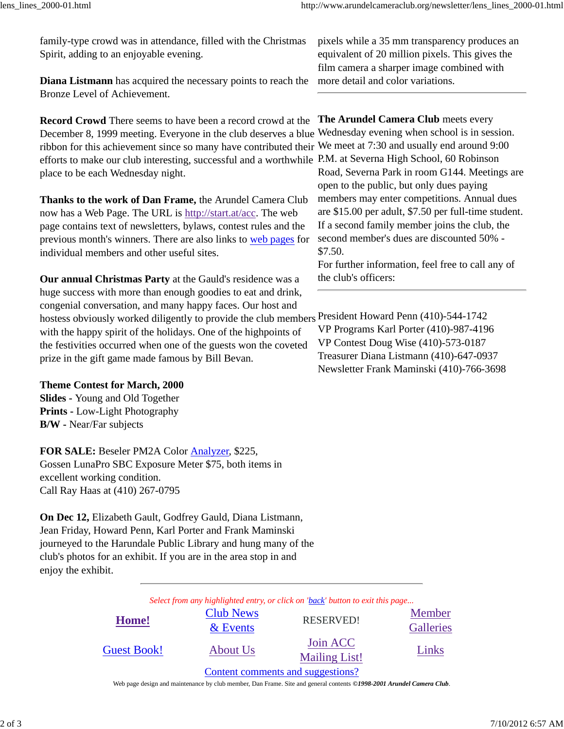family-type crowd was in attendance, filled with the Christmas Spirit, adding to an enjoyable evening.

**Diana Listmann** has acquired the necessary points to reach the Bronze Level of Achievement.

**Record Crowd** There seems to have been a record crowd at the December 8, 1999 meeting. Everyone in the club deserves a blue ribbon for this achievement since so many have contributed their efforts to make our club interesting, successful and a worthwhile place to be each Wednesday night.

**Thanks to the work of Dan Frame,** the Arundel Camera Club now has a Web Page. The URL is http://start.at/acc. The web page contains text of newsletters, bylaws, contest rules and the previous month's winners. There are also links to web pages for individual members and other useful sites.

**Our annual Christmas Party** at the Gauld's residence was a huge success with more than enough goodies to eat and drink, congenial conversation, and many happy faces. Our host and hostess obviously worked diligently to provide the club members with the happy spirit of the holidays. One of the highpoints of the festivities occurred when one of the guests won the coveted prize in the gift game made famous by Bill Bevan.

**Theme Contest for March, 2000**
**Slides** - Young and Old Together
**Prints** - Low-Light Photography
**B/W** - Near/Far subjects

**FOR SALE:** Beseler PM2A Color Analyzer, $225, Gossen LunaPro SBC Exposure Meter $75, both items in excellent working condition.
Call Ray Haas at (410) 267-0795

**On Dec 12,** Elizabeth Gault, Godfrey Gauld, Diana Listmann, Jean Friday, Howard Penn, Karl Porter and Frank Maminski journeyed to the Harundale Public Library and hung many of the club's photos for an exhibit. If you are in the area stop in and enjoy the exhibit.

pixels while a 35 mm transparency produces an equivalent of 20 million pixels. This gives the film camera a sharper image combined with more detail and color variations.

---

**The Arundel Camera Club** meets every Wednesday evening when school is in session. We meet at 7:30 and usually end around 9:00 P.M. at Severna High School, 60 Robinson Road, Severna Park in room G144. Meetings are open to the public, but only dues paying members may enter competitions. Annual dues are $15.00 per adult, $7.50 per full-time student. If a second family member joins the club, the second member's dues are discounted 50% - $7.50.
For further information, feel free to call any of the club's officers:

---

President Howard Penn (410)-544-1742
VP Programs Karl Porter (410)-987-4196
VP Contest Doug Wise (410)-573-0187
Treasurer Diana Listmann (410)-647-0937
Newsletter Frank Maminski (410)-766-3698

---

*Select from any highlighted entry, or click on 'back' button to exit this page...*

| **Home!** | Club News & Events | RESERVED! | Member Galleries |
|---|---|---|---|
| Guest Book! | About Us | Join ACC Mailing List! | Links |

Content comments and suggestions?

Web page design and maintenance by club member, Dan Frame. Site and general contents ***©1998-2001 Arundel Camera Club***.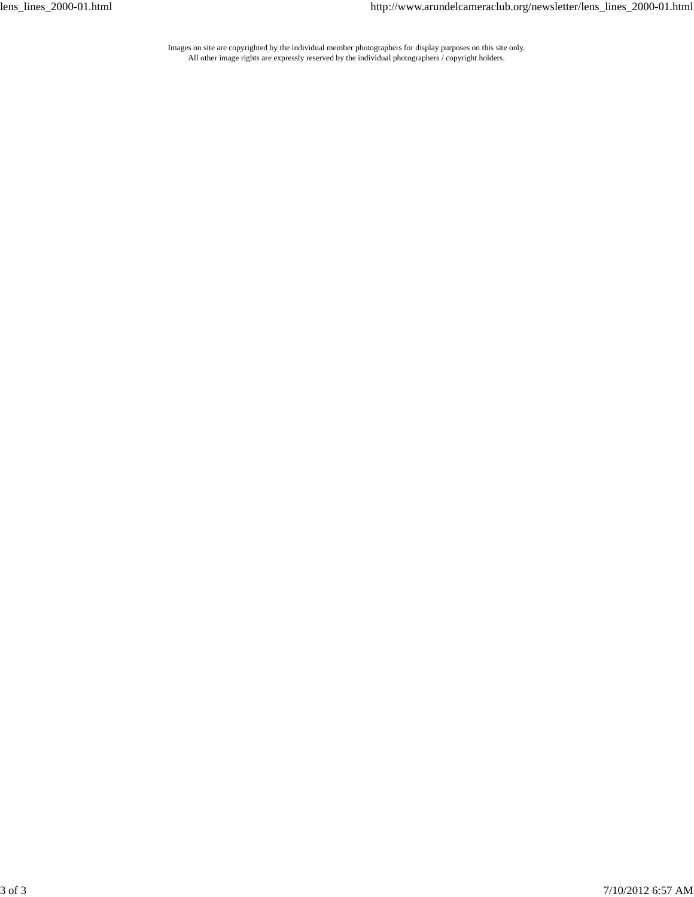Images on site are copyrighted by the individual member photographers for display purposes on this site only.
All other image rights are expressly reserved by the individual photographers / copyright holders.